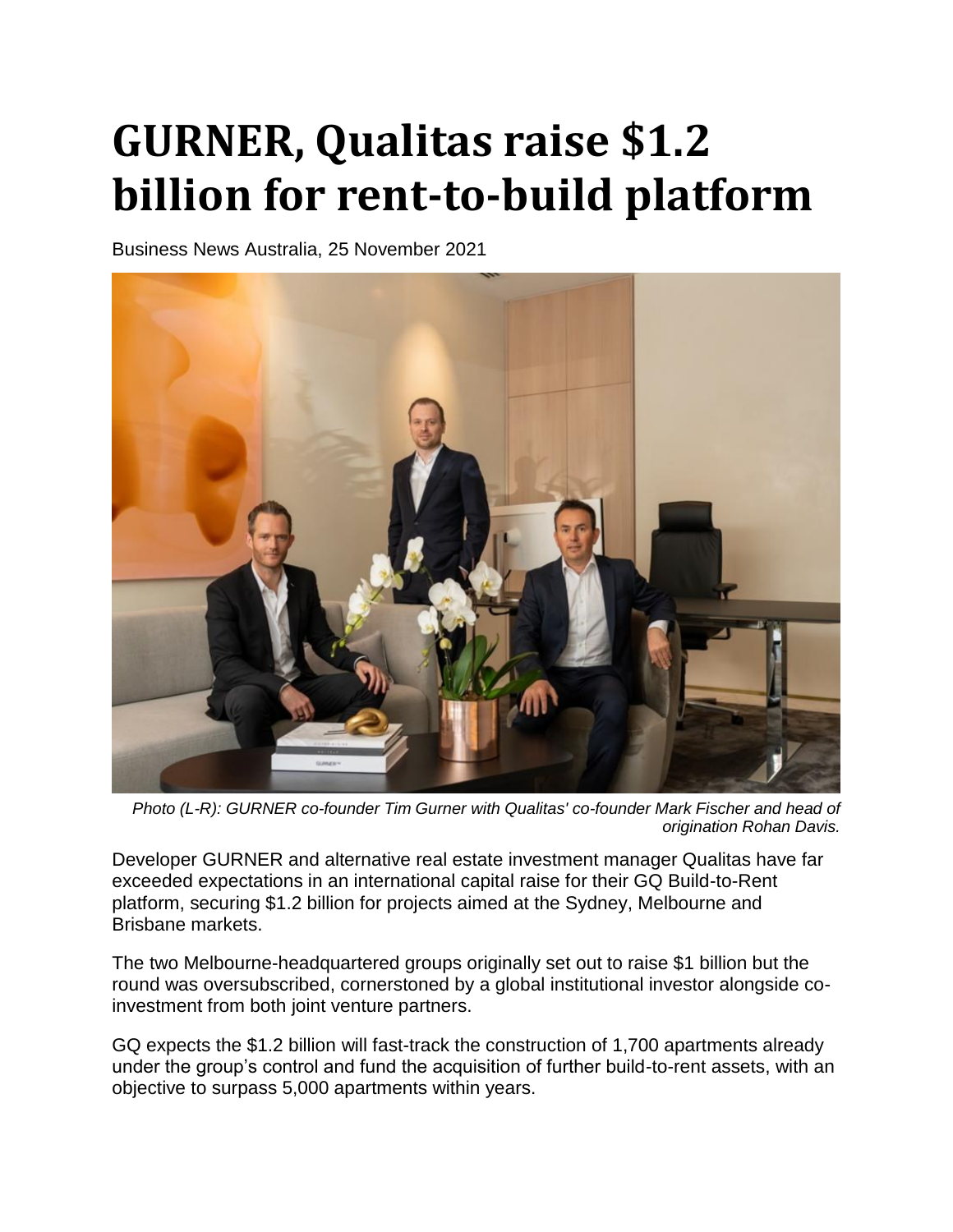# GURNER, Qualitas raise $1.2 billion for rent-to-build platform

Business News Australia, 25 November 2021

*Photo (L-R): GURNER co-founder Tim Gurner with Qualitas' co-founder Mark Fischer and head of origination Rohan Davis.*

Developer GURNER and alternative real estate investment manager Qualitas have far exceeded expectations in an international capital raise for their GQ Build-to-Rent platform, securing $1.2 billion for projects aimed at the Sydney, Melbourne and Brisbane markets.

The two Melbourne-headquartered groups originally set out to raise $1 billion but the round was oversubscribed, cornerstoned by a global institutional investor alongside co-investment from both joint venture partners.

GQ expects the $1.2 billion will fast-track the construction of 1,700 apartments already under the group's control and fund the acquisition of further build-to-rent assets, with an objective to surpass 5,000 apartments within years.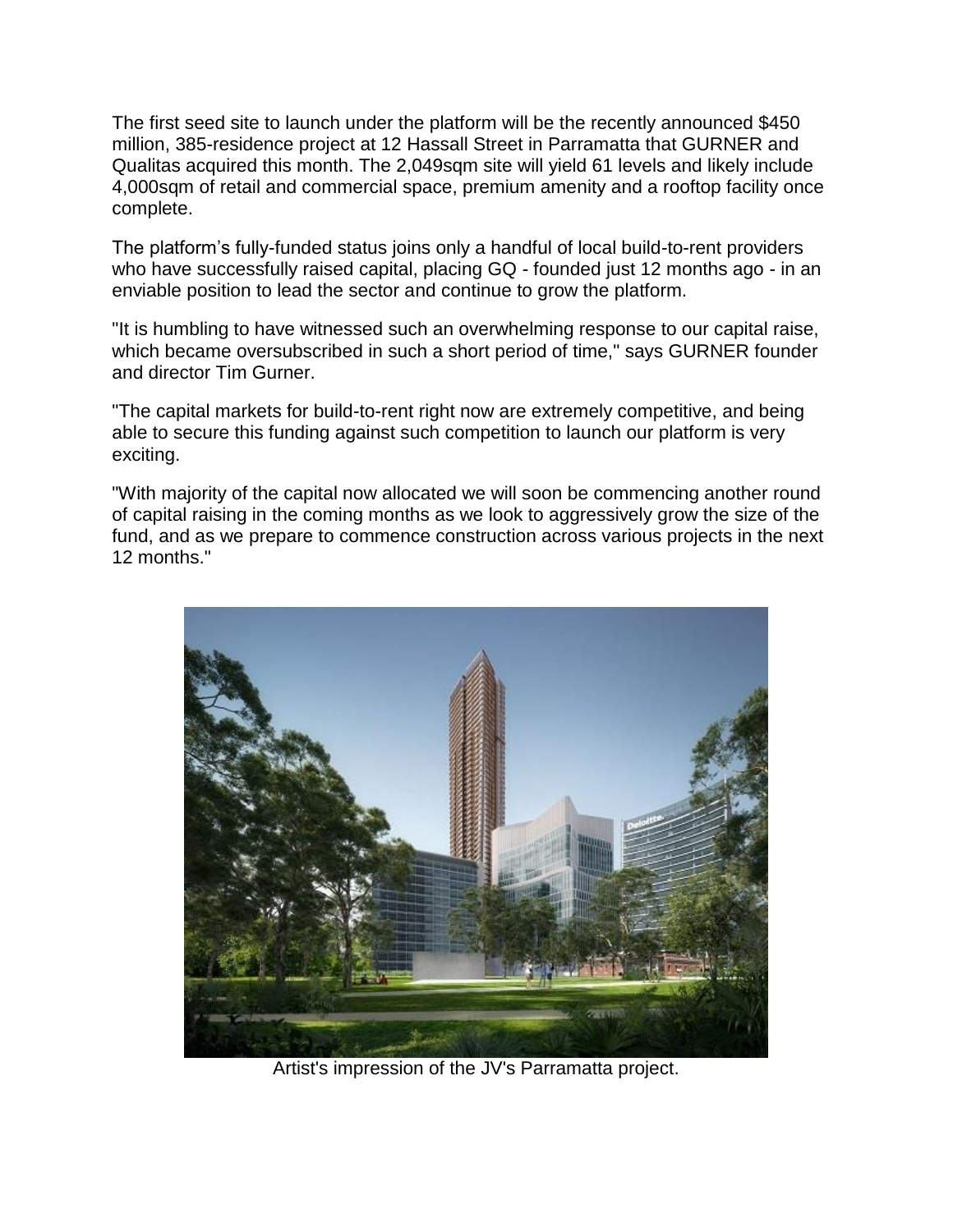The first seed site to launch under the platform will be the recently announced $450 million, 385-residence project at 12 Hassall Street in Parramatta that GURNER and Qualitas acquired this month. The 2,049sqm site will yield 61 levels and likely include 4,000sqm of retail and commercial space, premium amenity and a rooftop facility once complete.

The platform's fully-funded status joins only a handful of local build-to-rent providers who have successfully raised capital, placing GQ - founded just 12 months ago - in an enviable position to lead the sector and continue to grow the platform.

"It is humbling to have witnessed such an overwhelming response to our capital raise, which became oversubscribed in such a short period of time," says GURNER founder and director Tim Gurner.

"The capital markets for build-to-rent right now are extremely competitive, and being able to secure this funding against such competition to launch our platform is very exciting.

"With majority of the capital now allocated we will soon be commencing another round of capital raising in the coming months as we look to aggressively grow the size of the fund, and as we prepare to commence construction across various projects in the next 12 months."

Artist's impression of the JV's Parramatta project.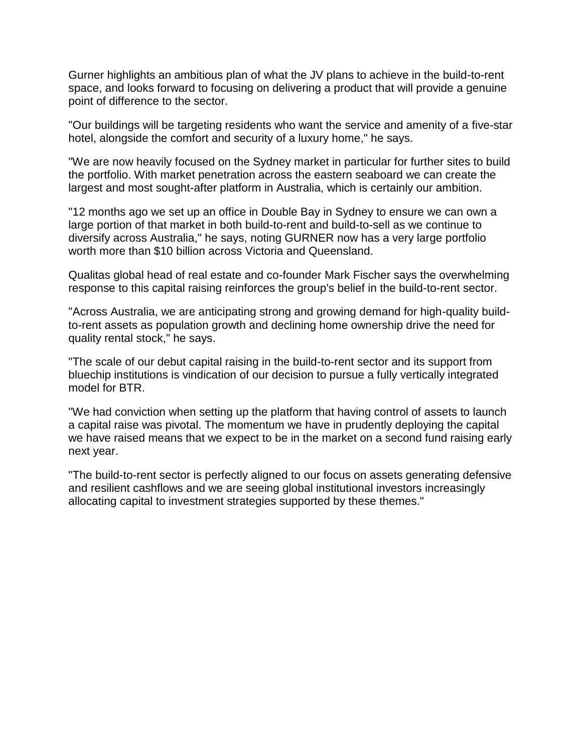Gurner highlights an ambitious plan of what the JV plans to achieve in the build-to-rent space, and looks forward to focusing on delivering a product that will provide a genuine point of difference to the sector.

"Our buildings will be targeting residents who want the service and amenity of a five-star hotel, alongside the comfort and security of a luxury home," he says.

"We are now heavily focused on the Sydney market in particular for further sites to build the portfolio. With market penetration across the eastern seaboard we can create the largest and most sought-after platform in Australia, which is certainly our ambition.

"12 months ago we set up an office in Double Bay in Sydney to ensure we can own a large portion of that market in both build-to-rent and build-to-sell as we continue to diversify across Australia," he says, noting GURNER now has a very large portfolio worth more than $10 billion across Victoria and Queensland.

Qualitas global head of real estate and co-founder Mark Fischer says the overwhelming response to this capital raising reinforces the group's belief in the build-to-rent sector.

"Across Australia, we are anticipating strong and growing demand for high-quality build-to-rent assets as population growth and declining home ownership drive the need for quality rental stock," he says.

"The scale of our debut capital raising in the build-to-rent sector and its support from bluechip institutions is vindication of our decision to pursue a fully vertically integrated model for BTR.

"We had conviction when setting up the platform that having control of assets to launch a capital raise was pivotal. The momentum we have in prudently deploying the capital we have raised means that we expect to be in the market on a second fund raising early next year.

"The build-to-rent sector is perfectly aligned to our focus on assets generating defensive and resilient cashflows and we are seeing global institutional investors increasingly allocating capital to investment strategies supported by these themes."